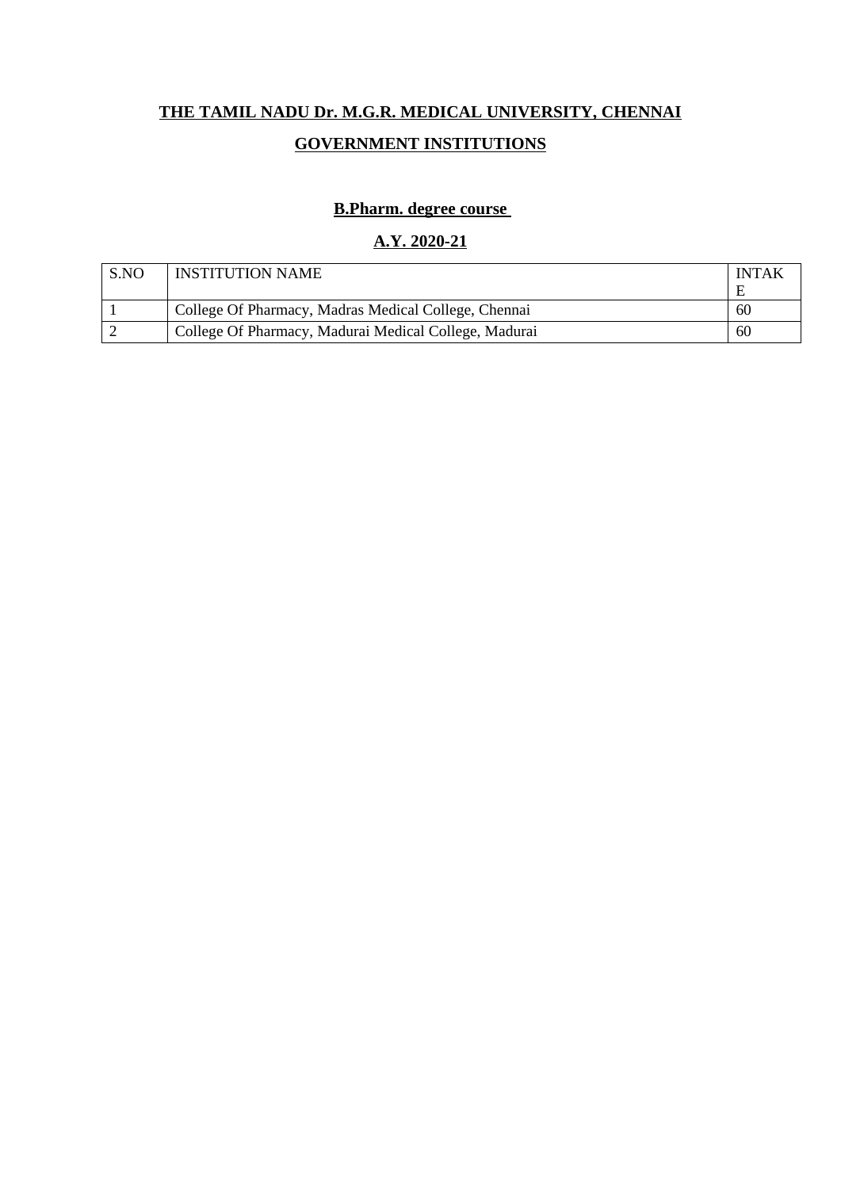# THE TAMIL NADU Dr. M.G.R. MEDICAL UNIVERSITY, CHENNAI

## GOVERNMENT INSTITUTIONS

### B.Pharm. degree course

### A.Y. 2020-21

| S.NO | INSTITUTION NAME | INTAKE |
|---|---|---|
| 1 | College Of Pharmacy, Madras Medical College, Chennai | 60 |
| 2 | College Of Pharmacy, Madurai Medical College, Madurai | 60 |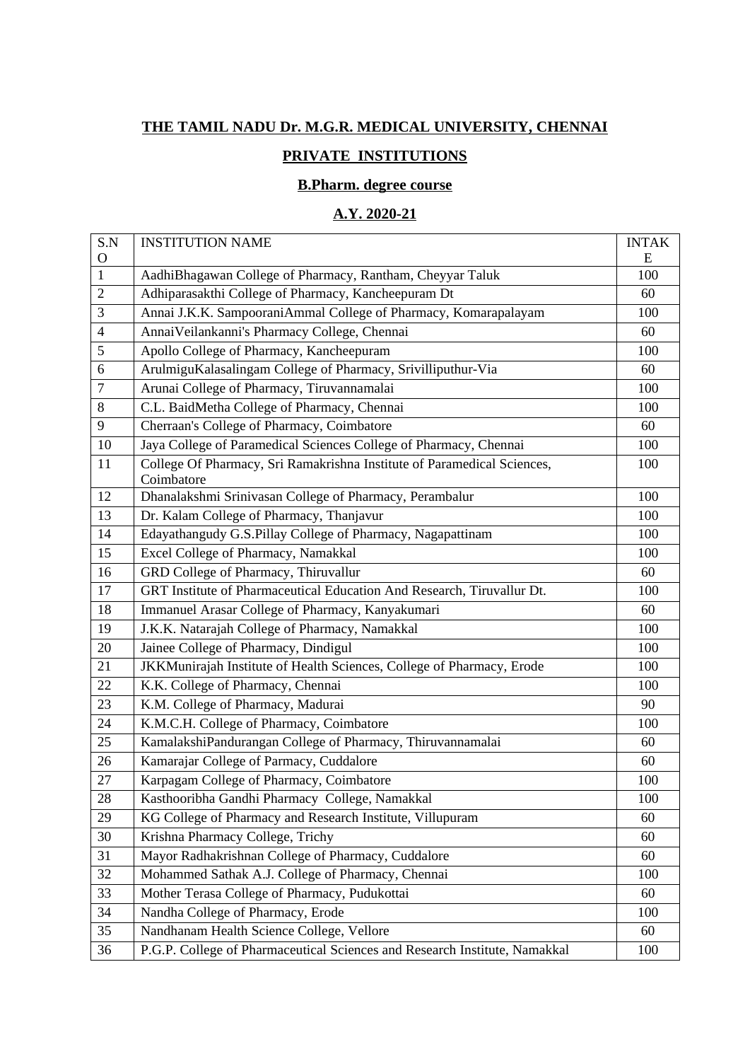**THE TAMIL NADU Dr. M.G.R. MEDICAL UNIVERSITY, CHENNAI**

**PRIVATE INSTITUTIONS**

**B.Pharm. degree course**

**A.Y. 2020-21**

| S.NO | INSTITUTION NAME | INTAKE |
|---|---|---|
| 1 | AadhiBhagawan College of Pharmacy, Rantham, Cheyyar Taluk | 100 |
| 2 | Adhiparasakthi College of Pharmacy, Kancheepuram Dt | 60 |
| 3 | Annai J.K.K. SampooraniAmmal College of Pharmacy, Komarapalayam | 100 |
| 4 | AnnaiVeilankanni's Pharmacy College, Chennai | 60 |
| 5 | Apollo College of Pharmacy, Kancheepuram | 100 |
| 6 | ArulmiguKalasalingam College of Pharmacy, Srivilliputhur-Via | 60 |
| 7 | Arunai College of Pharmacy, Tiruvannamalai | 100 |
| 8 | C.L. BaidMetha College of Pharmacy, Chennai | 100 |
| 9 | Cherraan's College of Pharmacy, Coimbatore | 60 |
| 10 | Jaya College of Paramedical Sciences College of Pharmacy, Chennai | 100 |
| 11 | College Of Pharmacy, Sri Ramakrishna Institute of Paramedical Sciences, Coimbatore | 100 |
| 12 | Dhanalakshmi Srinivasan College of Pharmacy, Perambalur | 100 |
| 13 | Dr. Kalam College of Pharmacy, Thanjavur | 100 |
| 14 | Edayathangudy G.S.Pillay College of Pharmacy, Nagapattinam | 100 |
| 15 | Excel College of Pharmacy, Namakkal | 100 |
| 16 | GRD College of Pharmacy, Thiruvallur | 60 |
| 17 | GRT Institute of Pharmaceutical Education And Research, Tiruvallur Dt. | 100 |
| 18 | Immanuel Arasar College of Pharmacy, Kanyakumari | 60 |
| 19 | J.K.K. Natarajah College of Pharmacy, Namakkal | 100 |
| 20 | Jainee College of Pharmacy, Dindigul | 100 |
| 21 | JKKMunirajah Institute of Health Sciences, College of Pharmacy, Erode | 100 |
| 22 | K.K. College of Pharmacy, Chennai | 100 |
| 23 | K.M. College of Pharmacy, Madurai | 90 |
| 24 | K.M.C.H. College of Pharmacy, Coimbatore | 100 |
| 25 | KamalakshiPandurangan College of Pharmacy, Thiruvannamalai | 60 |
| 26 | Kamarajar College of Parmacy, Cuddalore | 60 |
| 27 | Karpagam College of Pharmacy, Coimbatore | 100 |
| 28 | Kasthooribha Gandhi Pharmacy College, Namakkal | 100 |
| 29 | KG College of Pharmacy and Research Institute, Villupuram | 60 |
| 30 | Krishna Pharmacy College, Trichy | 60 |
| 31 | Mayor Radhakrishnan College of Pharmacy, Cuddalore | 60 |
| 32 | Mohammed Sathak A.J. College of Pharmacy, Chennai | 100 |
| 33 | Mother Terasa College of Pharmacy, Pudukottai | 60 |
| 34 | Nandha College of Pharmacy, Erode | 100 |
| 35 | Nandhanam Health Science College, Vellore | 60 |
| 36 | P.G.P. College of Pharmaceutical Sciences and Research Institute, Namakkal | 100 |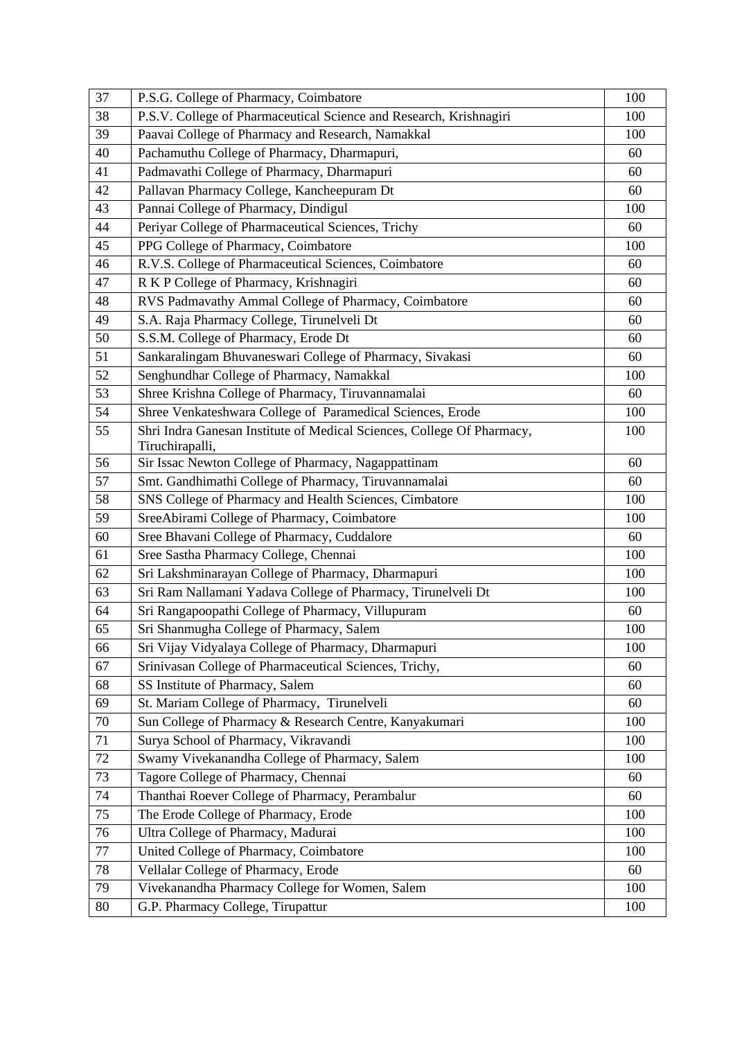| | | |
|---|---|---|
| 37 | P.S.G. College of Pharmacy, Coimbatore | 100 |
| 38 | P.S.V. College of Pharmaceutical Science and Research, Krishnagiri | 100 |
| 39 | Paavai College of Pharmacy and Research, Namakkal | 100 |
| 40 | Pachamuthu College of Pharmacy, Dharmapuri, | 60 |
| 41 | Padmavathi College of Pharmacy, Dharmapuri | 60 |
| 42 | Pallavan Pharmacy College, Kancheepuram Dt | 60 |
| 43 | Pannai College of Pharmacy, Dindigul | 100 |
| 44 | Periyar College of Pharmaceutical Sciences, Trichy | 60 |
| 45 | PPG College of Pharmacy, Coimbatore | 100 |
| 46 | R.V.S. College of Pharmaceutical Sciences, Coimbatore | 60 |
| 47 | R K P College of Pharmacy, Krishnagiri | 60 |
| 48 | RVS Padmavathy Ammal College of Pharmacy, Coimbatore | 60 |
| 49 | S.A. Raja Pharmacy College, Tirunelveli Dt | 60 |
| 50 | S.S.M. College of Pharmacy, Erode Dt | 60 |
| 51 | Sankaralingam Bhuvaneswari College of Pharmacy, Sivakasi | 60 |
| 52 | Senghundhar College of Pharmacy, Namakkal | 100 |
| 53 | Shree Krishna College of Pharmacy, Tiruvannamalai | 60 |
| 54 | Shree Venkateshwara College of Paramedical Sciences, Erode | 100 |
| 55 | Shri Indra Ganesan Institute of Medical Sciences, College Of Pharmacy, Tiruchirapalli, | 100 |
| 56 | Sir Issac Newton College of Pharmacy, Nagappattinam | 60 |
| 57 | Smt. Gandhimathi College of Pharmacy, Tiruvannamalai | 60 |
| 58 | SNS College of Pharmacy and Health Sciences, Cimbatore | 100 |
| 59 | SreeAbirami College of Pharmacy, Coimbatore | 100 |
| 60 | Sree Bhavani College of Pharmacy, Cuddalore | 60 |
| 61 | Sree Sastha Pharmacy College, Chennai | 100 |
| 62 | Sri Lakshminarayan College of Pharmacy, Dharmapuri | 100 |
| 63 | Sri Ram Nallamani Yadava College of Pharmacy, Tirunelveli Dt | 100 |
| 64 | Sri Rangapoopathi College of Pharmacy, Villupuram | 60 |
| 65 | Sri Shanmugha College of Pharmacy, Salem | 100 |
| 66 | Sri Vijay Vidyalaya College of Pharmacy, Dharmapuri | 100 |
| 67 | Srinivasan College of Pharmaceutical Sciences, Trichy, | 60 |
| 68 | SS Institute of Pharmacy, Salem | 60 |
| 69 | St. Mariam College of Pharmacy, Tirunelveli | 60 |
| 70 | Sun College of Pharmacy & Research Centre, Kanyakumari | 100 |
| 71 | Surya School of Pharmacy, Vikravandi | 100 |
| 72 | Swamy Vivekanandha College of Pharmacy, Salem | 100 |
| 73 | Tagore College of Pharmacy, Chennai | 60 |
| 74 | Thanthai Roever College of Pharmacy, Perambalur | 60 |
| 75 | The Erode College of Pharmacy, Erode | 100 |
| 76 | Ultra College of Pharmacy, Madurai | 100 |
| 77 | United College of Pharmacy, Coimbatore | 100 |
| 78 | Vellalar College of Pharmacy, Erode | 60 |
| 79 | Vivekanandha Pharmacy College for Women, Salem | 100 |
| 80 | G.P. Pharmacy College, Tirupattur | 100 |